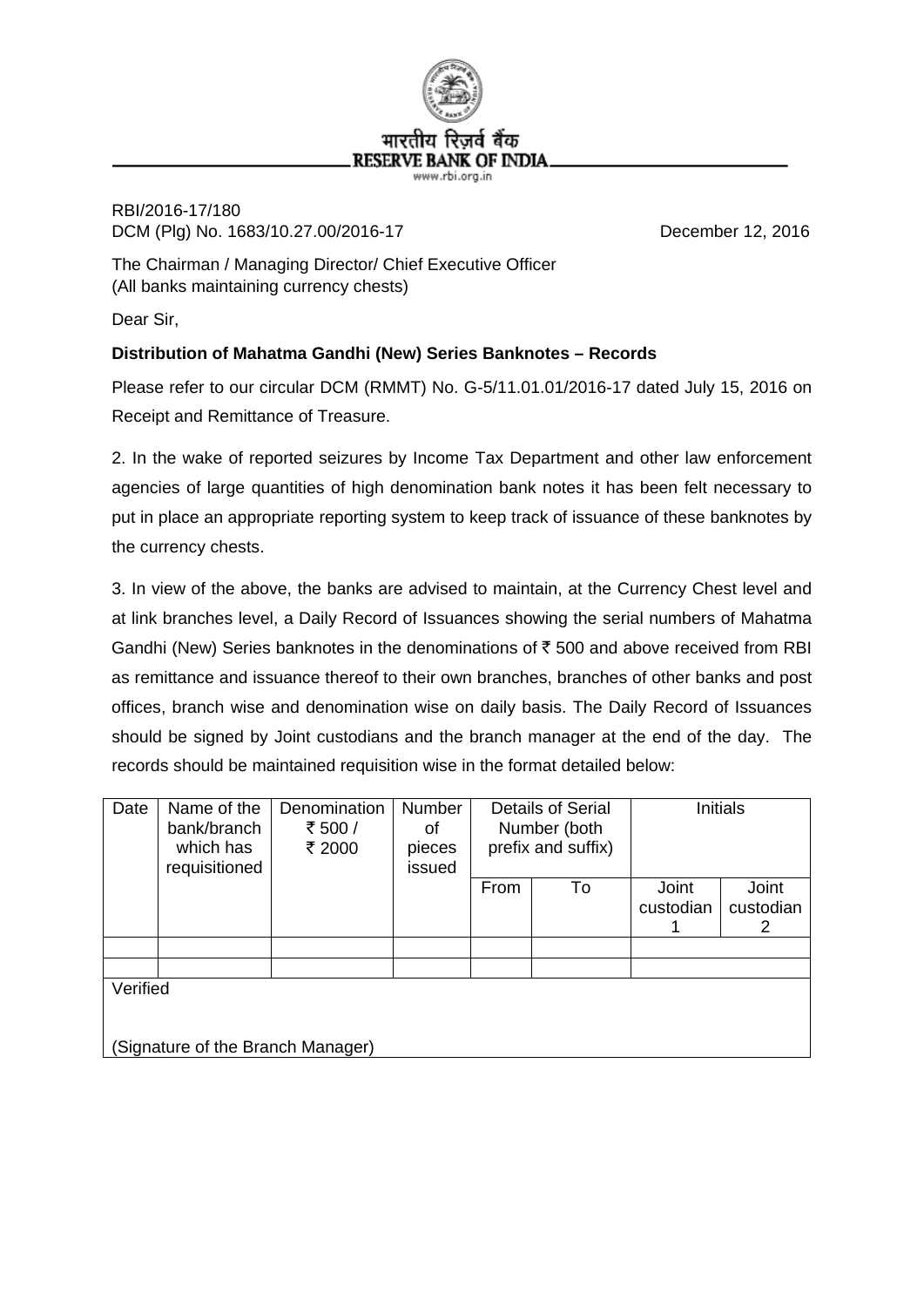भारतीय रिज़र्व बैंक
RESERVE BANK OF INDIA
www.rbi.org.in

RBI/2016-17/180
DCM (Plg) No. 1683/10.27.00/2016-17 December 12, 2016

The Chairman / Managing Director/ Chief Executive Officer
(All banks maintaining currency chests)

Dear Sir,

**Distribution of Mahatma Gandhi (New) Series Banknotes – Records**

Please refer to our circular DCM (RMMT) No. G-5/11.01.01/2016-17 dated July 15, 2016 on Receipt and Remittance of Treasure.

2. In the wake of reported seizures by Income Tax Department and other law enforcement agencies of large quantities of high denomination bank notes it has been felt necessary to put in place an appropriate reporting system to keep track of issuance of these banknotes by the currency chests.

3. In view of the above, the banks are advised to maintain, at the Currency Chest level and at link branches level, a Daily Record of Issuances showing the serial numbers of Mahatma Gandhi (New) Series banknotes in the denominations of ₹ 500 and above received from RBI as remittance and issuance thereof to their own branches, branches of other banks and post offices, branch wise and denomination wise on daily basis. The Daily Record of Issuances should be signed by Joint custodians and the branch manager at the end of the day. The records should be maintained requisition wise in the format detailed below:

| Date | Name of the bank/branch which has requisitioned | Denomination ₹ 500 / ₹ 2000 | Number of pieces issued | Details of Serial Number (both prefix and suffix) | | Initials | |
|---|---|---|---|---|---|---|---|
| | | | | From | To | Joint custodian 1 | Joint custodian 2 |
| | | | | | | | |
| | | | | | | | |
| Verified<br><br>(Signature of the Branch Manager) | | | | | | | |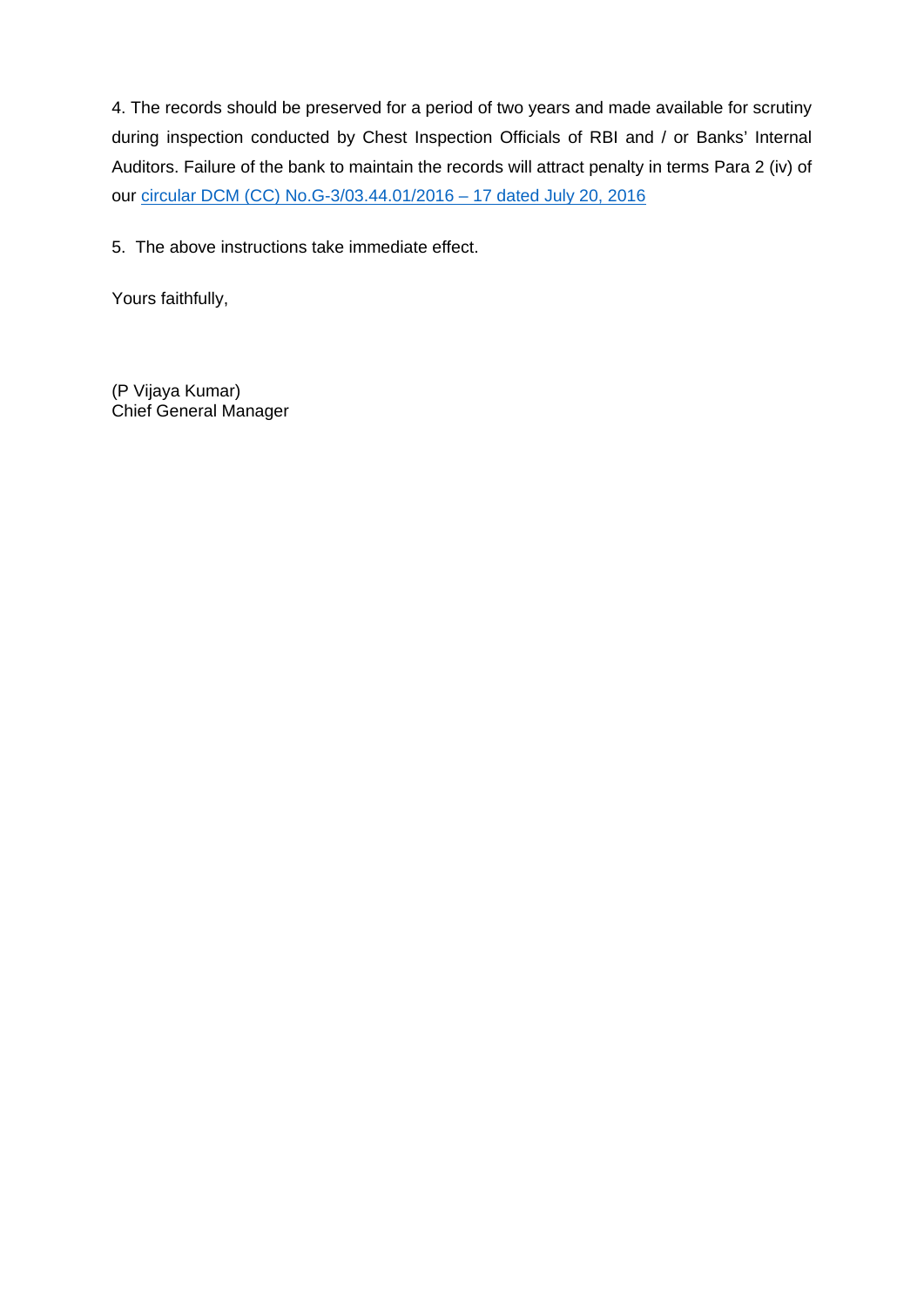4. The records should be preserved for a period of two years and made available for scrutiny during inspection conducted by Chest Inspection Officials of RBI and / or Banks' Internal Auditors. Failure of the bank to maintain the records will attract penalty in terms Para 2 (iv) of our circular DCM (CC) No.G-3/03.44.01/2016 – 17 dated July 20, 2016

5. The above instructions take immediate effect.

Yours faithfully,

(P Vijaya Kumar)
Chief General Manager